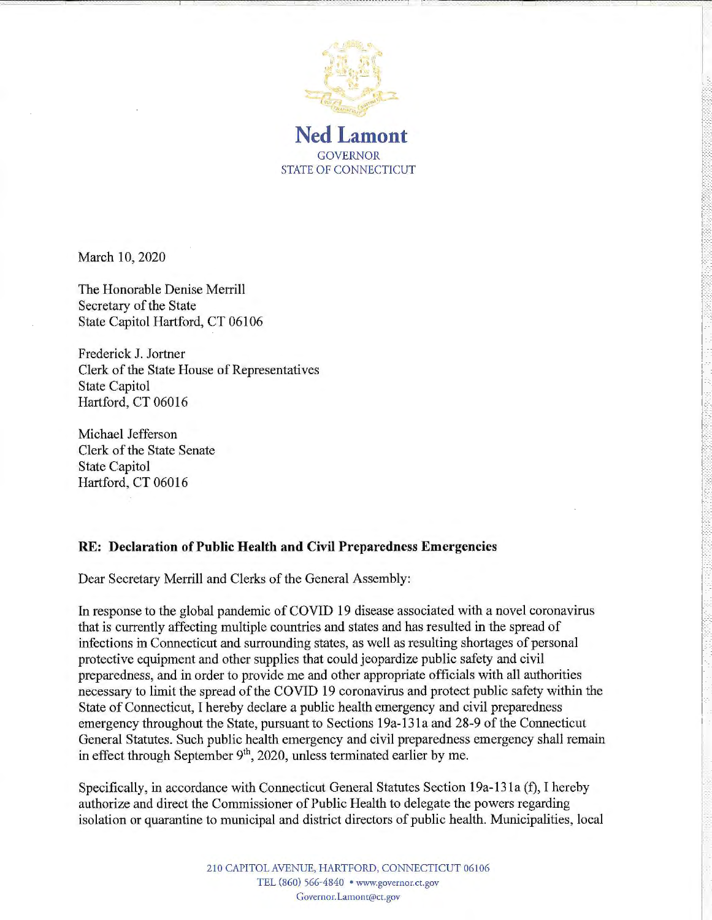**Ned Lamont**
GOVERNOR
STATE OF CONNECTICUT

March 10, 2020

The Honorable Denise Merrill
Secretary of the State
State Capitol Hartford, CT 06106

Frederick J. Jortner
Clerk of the State House of Representatives
State Capitol
Hartford, CT 06016

Michael Jefferson
Clerk of the State Senate
State Capitol
Hartford, CT 06016

**RE: Declaration of Public Health and Civil Preparedness Emergencies**

Dear Secretary Merrill and Clerks of the General Assembly:

In response to the global pandemic of COVID 19 disease associated with a novel coronavirus that is currently affecting multiple countries and states and has resulted in the spread of infections in Connecticut and surrounding states, as well as resulting shortages of personal protective equipment and other supplies that could jeopardize public safety and civil preparedness, and in order to provide me and other appropriate officials with all authorities necessary to limit the spread of the COVID 19 coronavirus and protect public safety within the State of Connecticut, I hereby declare a public health emergency and civil preparedness emergency throughout the State, pursuant to Sections 19a-131a and 28-9 of the Connecticut General Statutes. Such public health emergency and civil preparedness emergency shall remain in effect through September 9th, 2020, unless terminated earlier by me.

Specifically, in accordance with Connecticut General Statutes Section 19a-131a (f), I hereby authorize and direct the Commissioner of Public Health to delegate the powers regarding isolation or quarantine to municipal and district directors of public health. Municipalities, local

210 CAPITOL AVENUE, HARTFORD, CONNECTICUT 06106
TEL (860) 566-4840 • www.governor.ct.gov
Governor.Lamont@ct.gov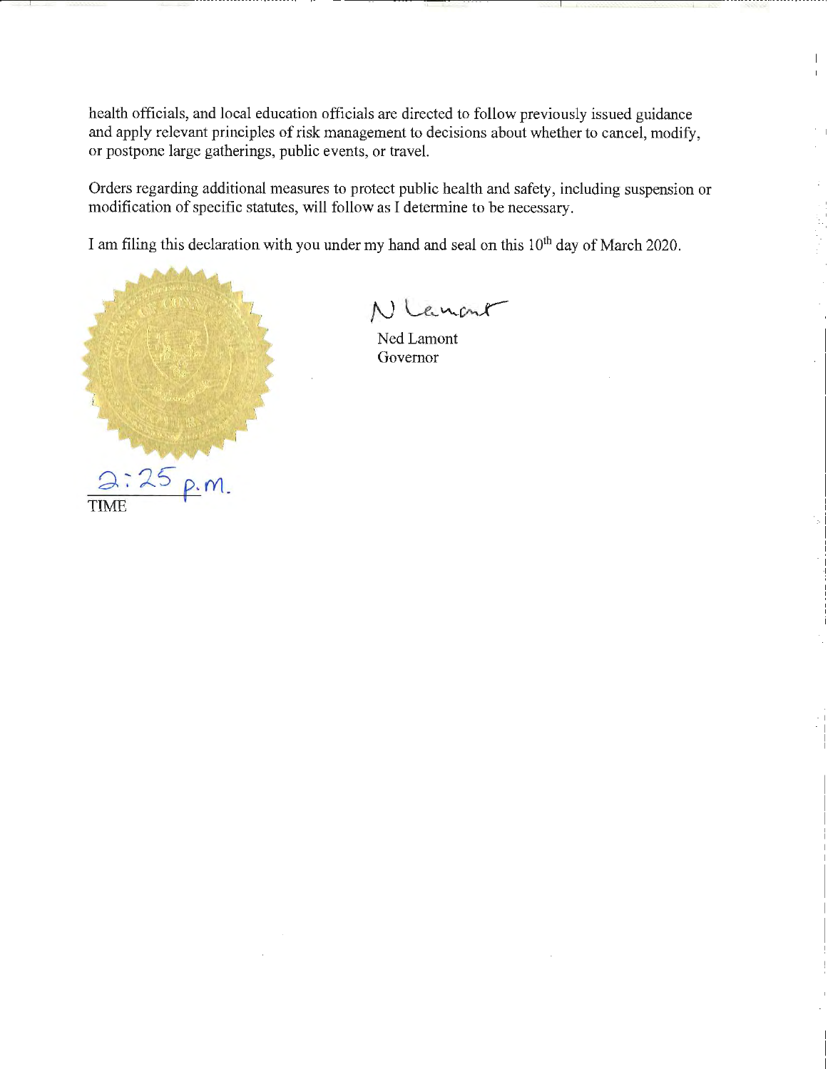health officials, and local education officials are directed to follow previously issued guidance and apply relevant principles of risk management to decisions about whether to cancel, modify, or postpone large gatherings, public events, or travel.

Orders regarding additional measures to protect public health and safety, including suspension or modification of specific statutes, will follow as I determine to be necessary.

I am filing this declaration with you under my hand and seal on this 10th day of March 2020.

N Lamont

Ned Lamont
Governor

2:25 p.m.
TIME